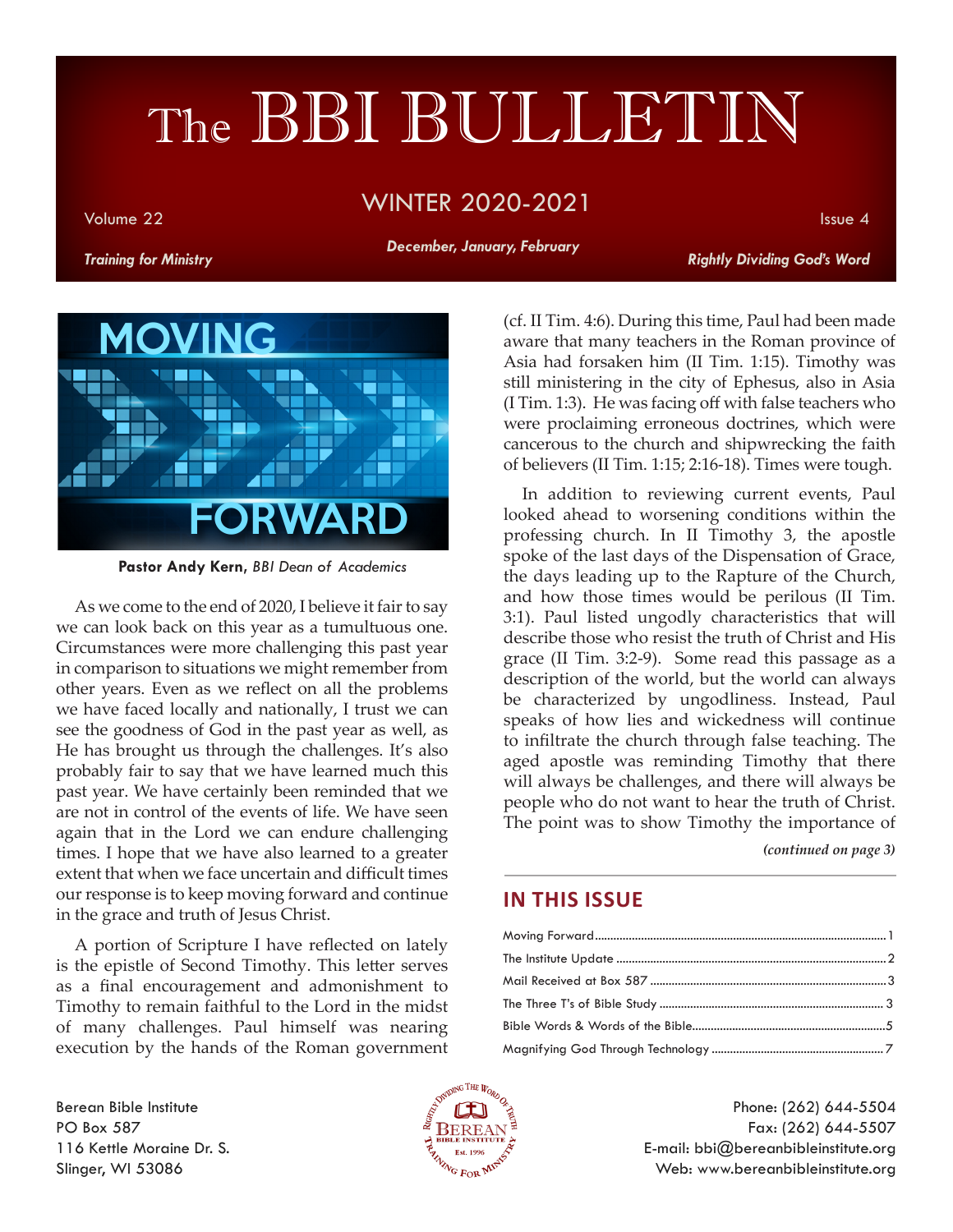# The BBI BULLETIN

Volume 22 — WINTER 2020-2021 — Issue 4

*Training for Ministry* — *December, January, February* — *Rightly Dividing God's Word*

## MOVING FORWARD

**Pastor Andy Kern,** *BBI Dean of Academics*

As we come to the end of 2020, I believe it fair to say we can look back on this year as a tumultuous one. Circumstances were more challenging this past year in comparison to situations we might remember from other years. Even as we reflect on all the problems we have faced locally and nationally, I trust we can see the goodness of God in the past year as well, as He has brought us through the challenges. It's also probably fair to say that we have learned much this past year. We have certainly been reminded that we are not in control of the events of life. We have seen again that in the Lord we can endure challenging times. I hope that we have also learned to a greater extent that when we face uncertain and difficult times our response is to keep moving forward and continue in the grace and truth of Jesus Christ.

A portion of Scripture I have reflected on lately is the epistle of Second Timothy. This letter serves as a final encouragement and admonishment to Timothy to remain faithful to the Lord in the midst of many challenges. Paul himself was nearing execution by the hands of the Roman government (cf. II Tim. 4:6). During this time, Paul had been made aware that many teachers in the Roman province of Asia had forsaken him (II Tim. 1:15). Timothy was still ministering in the city of Ephesus, also in Asia (I Tim. 1:3). He was facing off with false teachers who were proclaiming erroneous doctrines, which were cancerous to the church and shipwrecking the faith of believers (II Tim. 1:15; 2:16-18). Times were tough.

In addition to reviewing current events, Paul looked ahead to worsening conditions within the professing church. In II Timothy 3, the apostle spoke of the last days of the Dispensation of Grace, the days leading up to the Rapture of the Church, and how those times would be perilous (II Tim. 3:1). Paul listed ungodly characteristics that will describe those who resist the truth of Christ and His grace (II Tim. 3:2-9). Some read this passage as a description of the world, but the world can always be characterized by ungodliness. Instead, Paul speaks of how lies and wickedness will continue to infiltrate the church through false teaching. The aged apostle was reminding Timothy that there will always be challenges, and there will always be people who do not want to hear the truth of Christ. The point was to show Timothy the importance of

*(continued on page 3)*

## IN THIS ISSUE

- Moving Forward .......... 1
- The Institute Update .......... 2
- Mail Received at Box 587 .......... 3
- The Three T's of Bible Study .......... 3
- Bible Words & Words of the Bible .......... 5
- Magnifying God Through Technology .......... 7

Berean Bible Institute
PO Box 587
116 Kettle Moraine Dr. S.
Slinger, WI 53086

Phone: (262) 644-5504
Fax: (262) 644-5507
E-mail: bbi@bereanbibleinstitute.org
Web: www.bereanbibleinstitute.org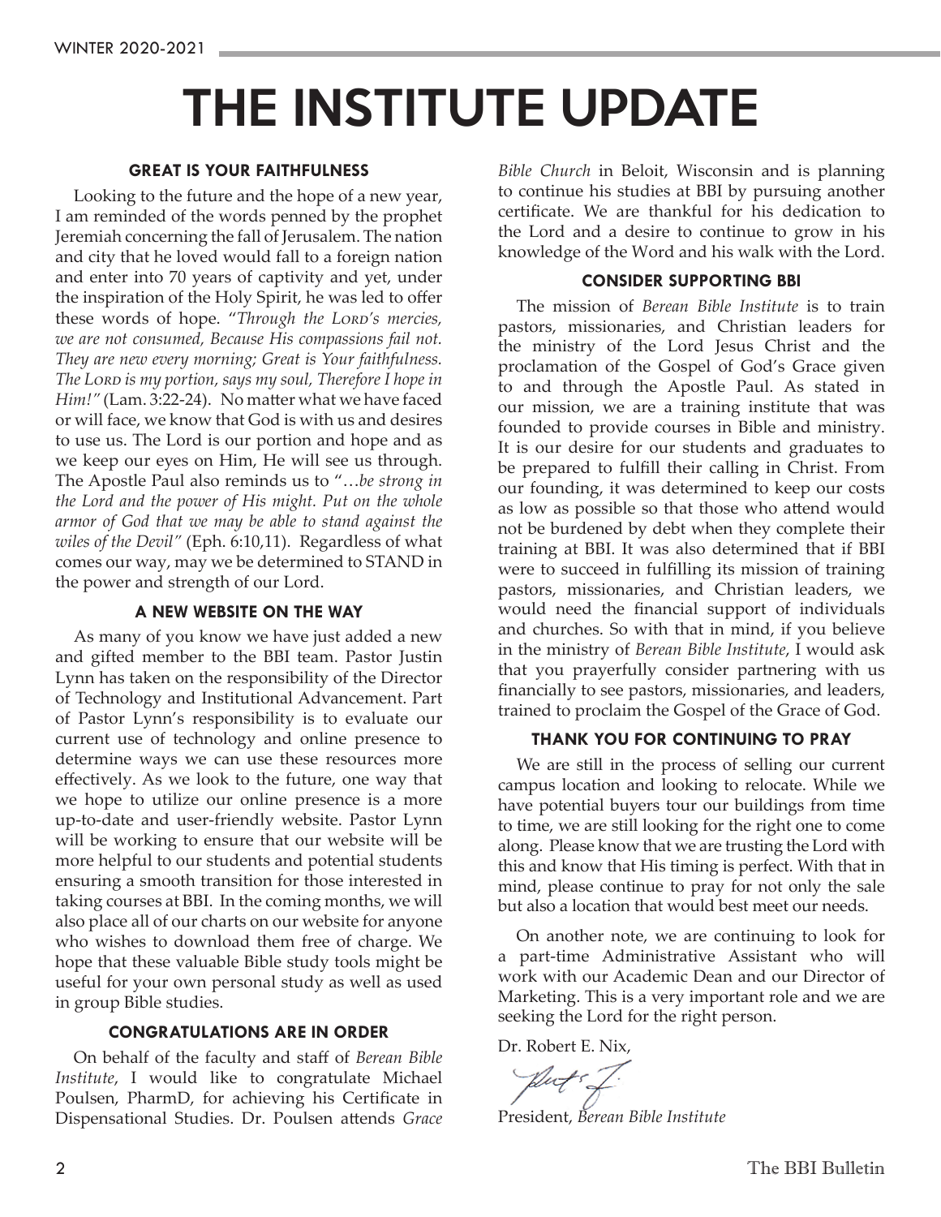# THE INSTITUTE UPDATE

### GREAT IS YOUR FAITHFULNESS

Looking to the future and the hope of a new year, I am reminded of the words penned by the prophet Jeremiah concerning the fall of Jerusalem. The nation and city that he loved would fall to a foreign nation and enter into 70 years of captivity and yet, under the inspiration of the Holy Spirit, he was led to offer these words of hope. "*Through the Lord's mercies, we are not consumed, Because His compassions fail not. They are new every morning; Great is Your faithfulness. The Lord is my portion, says my soul, Therefore I hope in Him!"* (Lam. 3:22-24). No matter what we have faced or will face, we know that God is with us and desires to use us. The Lord is our portion and hope and as we keep our eyes on Him, He will see us through. The Apostle Paul also reminds us to "…*be strong in the Lord and the power of His might. Put on the whole armor of God that we may be able to stand against the wiles of the Devil"* (Eph. 6:10,11). Regardless of what comes our way, may we be determined to STAND in the power and strength of our Lord.

### A NEW WEBSITE ON THE WAY

As many of you know we have just added a new and gifted member to the BBI team. Pastor Justin Lynn has taken on the responsibility of the Director of Technology and Institutional Advancement. Part of Pastor Lynn's responsibility is to evaluate our current use of technology and online presence to determine ways we can use these resources more effectively. As we look to the future, one way that we hope to utilize our online presence is a more up-to-date and user-friendly website. Pastor Lynn will be working to ensure that our website will be more helpful to our students and potential students ensuring a smooth transition for those interested in taking courses at BBI. In the coming months, we will also place all of our charts on our website for anyone who wishes to download them free of charge. We hope that these valuable Bible study tools might be useful for your own personal study as well as used in group Bible studies.

### CONGRATULATIONS ARE IN ORDER

On behalf of the faculty and staff of *Berean Bible Institute*, I would like to congratulate Michael Poulsen, PharmD, for achieving his Certificate in Dispensational Studies. Dr. Poulsen attends *Grace Bible Church* in Beloit, Wisconsin and is planning to continue his studies at BBI by pursuing another certificate. We are thankful for his dedication to the Lord and a desire to continue to grow in his knowledge of the Word and his walk with the Lord.

### CONSIDER SUPPORTING BBI

The mission of *Berean Bible Institute* is to train pastors, missionaries, and Christian leaders for the ministry of the Lord Jesus Christ and the proclamation of the Gospel of God's Grace given to and through the Apostle Paul. As stated in our mission, we are a training institute that was founded to provide courses in Bible and ministry. It is our desire for our students and graduates to be prepared to fulfill their calling in Christ. From our founding, it was determined to keep our costs as low as possible so that those who attend would not be burdened by debt when they complete their training at BBI. It was also determined that if BBI were to succeed in fulfilling its mission of training pastors, missionaries, and Christian leaders, we would need the financial support of individuals and churches. So with that in mind, if you believe in the ministry of *Berean Bible Institute*, I would ask that you prayerfully consider partnering with us financially to see pastors, missionaries, and leaders, trained to proclaim the Gospel of the Grace of God.

### THANK YOU FOR CONTINUING TO PRAY

We are still in the process of selling our current campus location and looking to relocate. While we have potential buyers tour our buildings from time to time, we are still looking for the right one to come along. Please know that we are trusting the Lord with this and know that His timing is perfect. With that in mind, please continue to pray for not only the sale but also a location that would best meet our needs.

On another note, we are continuing to look for a part-time Administrative Assistant who will work with our Academic Dean and our Director of Marketing. This is a very important role and we are seeking the Lord for the right person.

Dr. Robert E. Nix,

President, *Berean Bible Institute*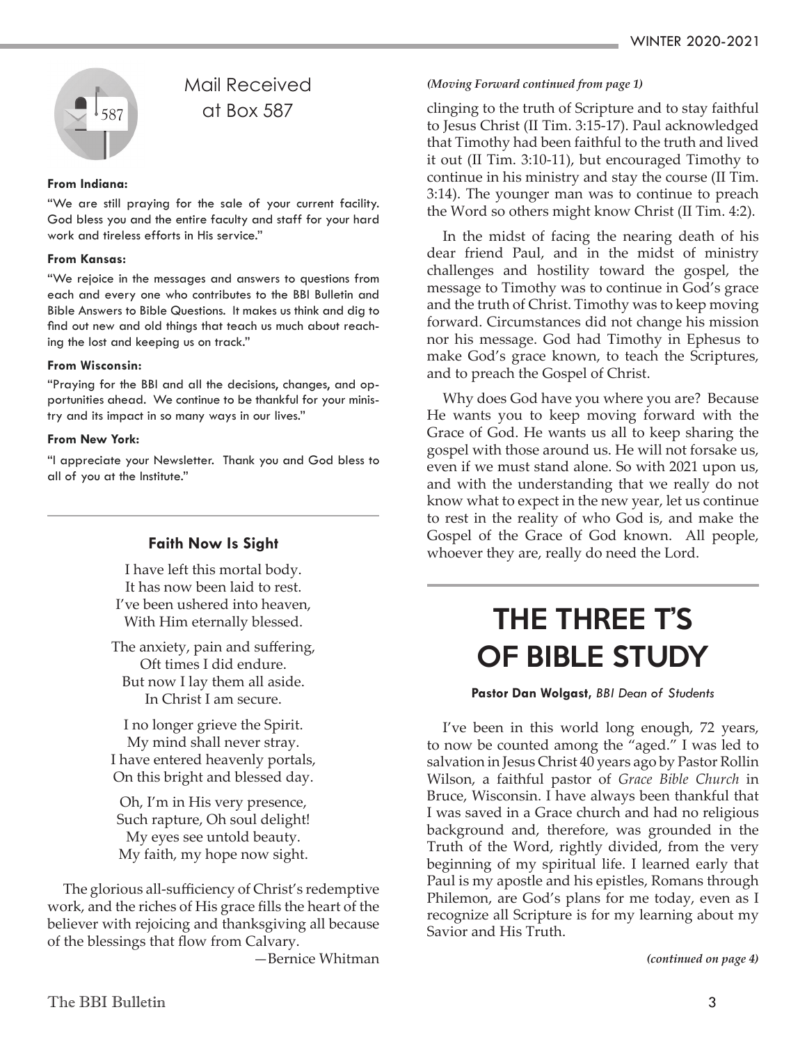## Mail Received at Box 587

**From Indiana:**

"We are still praying for the sale of your current facility. God bless you and the entire faculty and staff for your hard work and tireless efforts in His service."

**From Kansas:**

"We rejoice in the messages and answers to questions from each and every one who contributes to the BBI Bulletin and Bible Answers to Bible Questions. It makes us think and dig to find out new and old things that teach us much about reaching the lost and keeping us on track."

**From Wisconsin:**

"Praying for the BBI and all the decisions, changes, and opportunities ahead. We continue to be thankful for your ministry and its impact in so many ways in our lives."

**From New York:**

"I appreciate your Newsletter. Thank you and God bless to all of you at the Institute."

---

### Faith Now Is Sight

I have left this mortal body.
It has now been laid to rest.
I've been ushered into heaven,
With Him eternally blessed.

The anxiety, pain and suffering,
Oft times I did endure.
But now I lay them all aside.
In Christ I am secure.

I no longer grieve the Spirit.
My mind shall never stray.
I have entered heavenly portals,
On this bright and blessed day.

Oh, I'm in His very presence,
Such rapture, Oh soul delight!
My eyes see untold beauty.
My faith, my hope now sight.

The glorious all-sufficiency of Christ's redemptive work, and the riches of His grace fills the heart of the believer with rejoicing and thanksgiving all because of the blessings that flow from Calvary.

—Bernice Whitman

*(Moving Forward continued from page 1)*

clinging to the truth of Scripture and to stay faithful to Jesus Christ (II Tim. 3:15-17). Paul acknowledged that Timothy had been faithful to the truth and lived it out (II Tim. 3:10-11), but encouraged Timothy to continue in his ministry and stay the course (II Tim. 3:14). The younger man was to continue to preach the Word so others might know Christ (II Tim. 4:2).

In the midst of facing the nearing death of his dear friend Paul, and in the midst of ministry challenges and hostility toward the gospel, the message to Timothy was to continue in God's grace and the truth of Christ. Timothy was to keep moving forward. Circumstances did not change his mission nor his message. God had Timothy in Ephesus to make God's grace known, to teach the Scriptures, and to preach the Gospel of Christ.

Why does God have you where you are? Because He wants you to keep moving forward with the Grace of God. He wants us all to keep sharing the gospel with those around us. He will not forsake us, even if we must stand alone. So with 2021 upon us, and with the understanding that we really do not know what to expect in the new year, let us continue to rest in the reality of who God is, and make the Gospel of the Grace of God known. All people, whoever they are, really do need the Lord.

---

# THE THREE T'S OF BIBLE STUDY

**Pastor Dan Wolgast,** *BBI Dean of Students*

I've been in this world long enough, 72 years, to now be counted among the "aged." I was led to salvation in Jesus Christ 40 years ago by Pastor Rollin Wilson, a faithful pastor of *Grace Bible Church* in Bruce, Wisconsin. I have always been thankful that I was saved in a Grace church and had no religious background and, therefore, was grounded in the Truth of the Word, rightly divided, from the very beginning of my spiritual life. I learned early that Paul is my apostle and his epistles, Romans through Philemon, are God's plans for me today, even as I recognize all Scripture is for my learning about my Savior and His Truth.

*(continued on page 4)*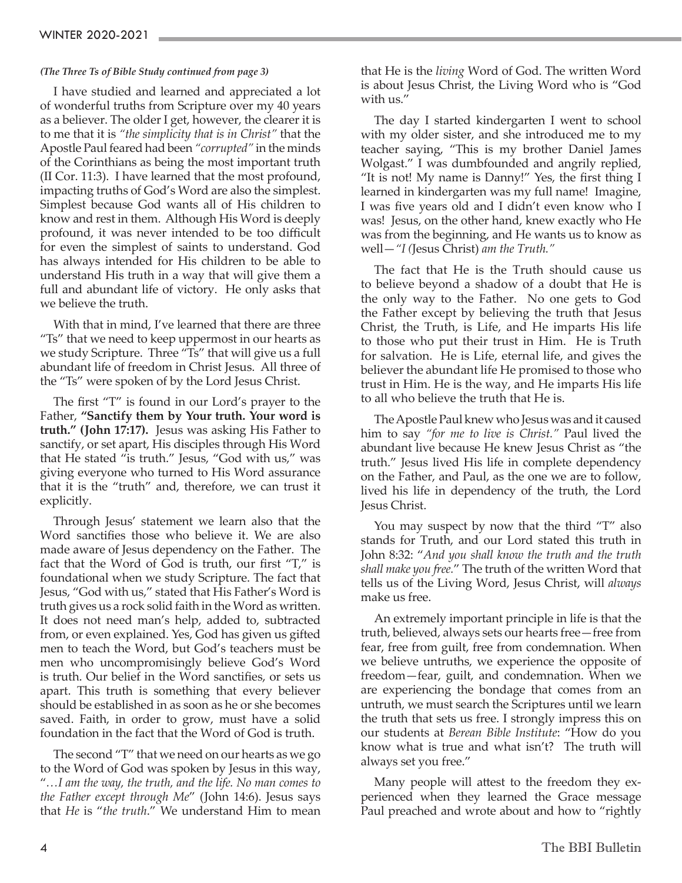*(The Three Ts of Bible Study continued from page 3)*

I have studied and learned and appreciated a lot of wonderful truths from Scripture over my 40 years as a believer. The older I get, however, the clearer it is to me that it is *"the simplicity that is in Christ"* that the Apostle Paul feared had been *"corrupted"* in the minds of the Corinthians as being the most important truth (II Cor. 11:3). I have learned that the most profound, impacting truths of God's Word are also the simplest. Simplest because God wants all of His children to know and rest in them. Although His Word is deeply profound, it was never intended to be too difficult for even the simplest of saints to understand. God has always intended for His children to be able to understand His truth in a way that will give them a full and abundant life of victory. He only asks that we believe the truth.

With that in mind, I've learned that there are three "Ts" that we need to keep uppermost in our hearts as we study Scripture. Three "Ts" that will give us a full abundant life of freedom in Christ Jesus. All three of the "Ts" were spoken of by the Lord Jesus Christ.

The first "T" is found in our Lord's prayer to the Father, **"Sanctify them by Your truth. Your word is truth." (John 17:17).** Jesus was asking His Father to sanctify, or set apart, His disciples through His Word that He stated "is truth." Jesus, "God with us," was giving everyone who turned to His Word assurance that it is the "truth" and, therefore, we can trust it explicitly.

Through Jesus' statement we learn also that the Word sanctifies those who believe it. We are also made aware of Jesus dependency on the Father. The fact that the Word of God is truth, our first "T," is foundational when we study Scripture. The fact that Jesus, "God with us," stated that His Father's Word is truth gives us a rock solid faith in the Word as written. It does not need man's help, added to, subtracted from, or even explained. Yes, God has given us gifted men to teach the Word, but God's teachers must be men who uncompromisingly believe God's Word is truth. Our belief in the Word sanctifies, or sets us apart. This truth is something that every believer should be established in as soon as he or she becomes saved. Faith, in order to grow, must have a solid foundation in the fact that the Word of God is truth.

The second "T" that we need on our hearts as we go to the Word of God was spoken by Jesus in this way, "*…I am the way, the truth, and the life. No man comes to the Father except through Me*" (John 14:6). Jesus says that *He* is "*the truth*." We understand Him to mean that He is the *living* Word of God. The written Word is about Jesus Christ, the Living Word who is "God with us."

The day I started kindergarten I went to school with my older sister, and she introduced me to my teacher saying, "This is my brother Daniel James Wolgast." I was dumbfounded and angrily replied, "It is not! My name is Danny!" Yes, the first thing I learned in kindergarten was my full name! Imagine, I was five years old and I didn't even know who I was! Jesus, on the other hand, knew exactly who He was from the beginning, and He wants us to know as well—*"I (*Jesus Christ) *am the Truth."*

The fact that He is the Truth should cause us to believe beyond a shadow of a doubt that He is the only way to the Father. No one gets to God the Father except by believing the truth that Jesus Christ, the Truth, is Life, and He imparts His life to those who put their trust in Him. He is Truth for salvation. He is Life, eternal life, and gives the believer the abundant life He promised to those who trust in Him. He is the way, and He imparts His life to all who believe the truth that He is.

The Apostle Paul knew who Jesus was and it caused him to say *"for me to live is Christ."* Paul lived the abundant live because He knew Jesus Christ as "the truth." Jesus lived His life in complete dependency on the Father, and Paul, as the one we are to follow, lived his life in dependency of the truth, the Lord Jesus Christ.

You may suspect by now that the third "T" also stands for Truth, and our Lord stated this truth in John 8:32: "*And you shall know the truth and the truth shall make you free.*" The truth of the written Word that tells us of the Living Word, Jesus Christ, will *always* make us free.

An extremely important principle in life is that the truth, believed, always sets our hearts free—free from fear, free from guilt, free from condemnation. When we believe untruths, we experience the opposite of freedom—fear, guilt, and condemnation. When we are experiencing the bondage that comes from an untruth, we must search the Scriptures until we learn the truth that sets us free. I strongly impress this on our students at *Berean Bible Institute*: "How do you know what is true and what isn't? The truth will always set you free."

Many people will attest to the freedom they experienced when they learned the Grace message Paul preached and wrote about and how to "rightly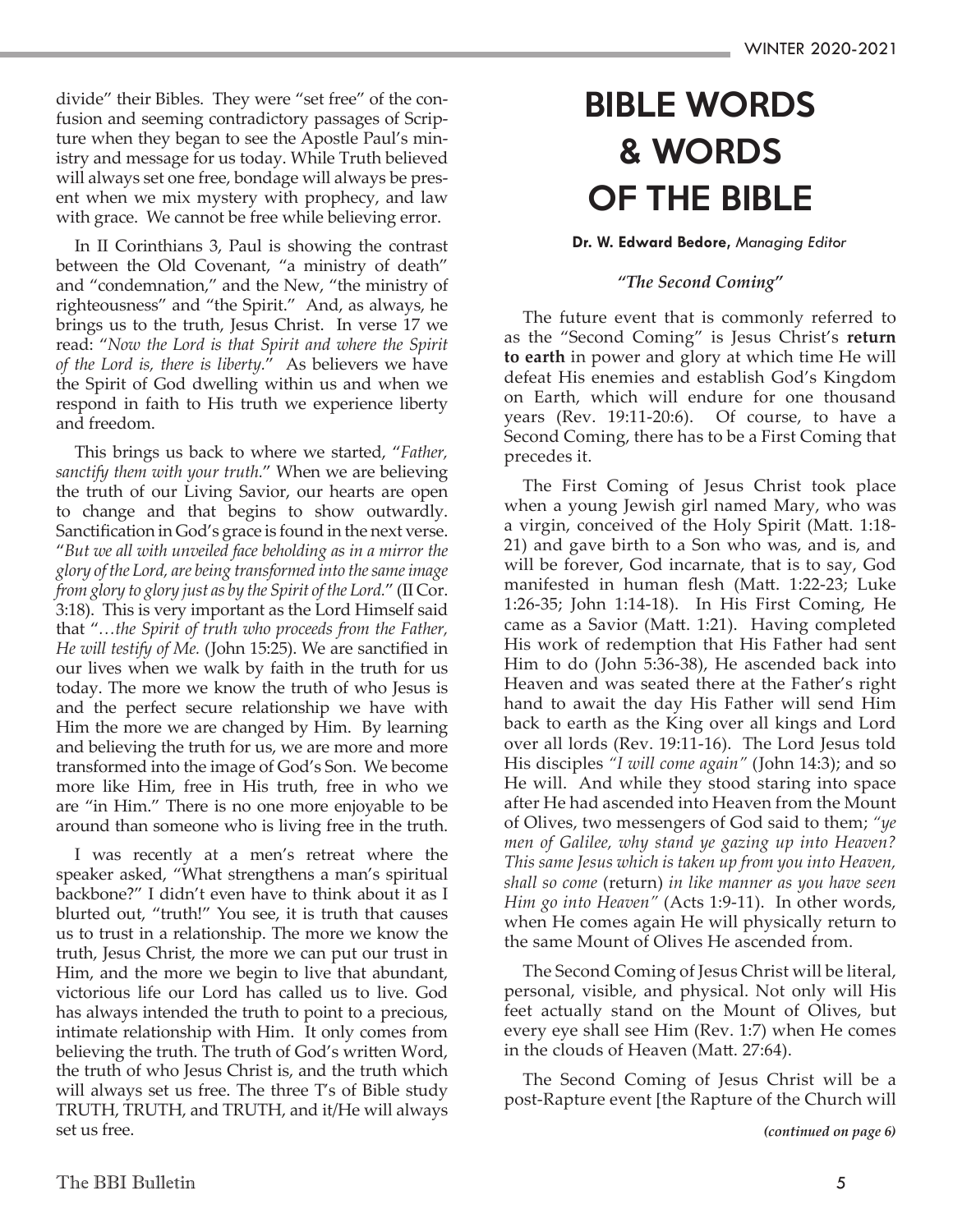divide" their Bibles. They were "set free" of the confusion and seeming contradictory passages of Scripture when they began to see the Apostle Paul's ministry and message for us today. While Truth believed will always set one free, bondage will always be present when we mix mystery with prophecy, and law with grace. We cannot be free while believing error.

In II Corinthians 3, Paul is showing the contrast between the Old Covenant, "a ministry of death" and "condemnation," and the New, "the ministry of righteousness" and "the Spirit." And, as always, he brings us to the truth, Jesus Christ. In verse 17 we read: "*Now the Lord is that Spirit and where the Spirit of the Lord is, there is liberty.*" As believers we have the Spirit of God dwelling within us and when we respond in faith to His truth we experience liberty and freedom.

This brings us back to where we started, "*Father, sanctify them with your truth.*" When we are believing the truth of our Living Savior, our hearts are open to change and that begins to show outwardly. Sanctification in God's grace is found in the next verse. "*But we all with unveiled face beholding as in a mirror the glory of the Lord, are being transformed into the same image from glory to glory just as by the Spirit of the Lord.*" (II Cor. 3:18). This is very important as the Lord Himself said that "*…the Spirit of truth who proceeds from the Father, He will testify of Me.* (John 15:25). We are sanctified in our lives when we walk by faith in the truth for us today. The more we know the truth of who Jesus is and the perfect secure relationship we have with Him the more we are changed by Him. By learning and believing the truth for us, we are more and more transformed into the image of God's Son. We become more like Him, free in His truth, free in who we are "in Him." There is no one more enjoyable to be around than someone who is living free in the truth.

I was recently at a men's retreat where the speaker asked, "What strengthens a man's spiritual backbone?" I didn't even have to think about it as I blurted out, "truth!" You see, it is truth that causes us to trust in a relationship. The more we know the truth, Jesus Christ, the more we can put our trust in Him, and the more we begin to live that abundant, victorious life our Lord has called us to live. God has always intended the truth to point to a precious, intimate relationship with Him. It only comes from believing the truth. The truth of God's written Word, the truth of who Jesus Christ is, and the truth which will always set us free. The three T's of Bible study TRUTH, TRUTH, and TRUTH, and it/He will always set us free.

# BIBLE WORDS & WORDS OF THE BIBLE

**Dr. W. Edward Bedore,** *Managing Editor*

***"The Second Coming"***

The future event that is commonly referred to as the "Second Coming" is Jesus Christ's **return to earth** in power and glory at which time He will defeat His enemies and establish God's Kingdom on Earth, which will endure for one thousand years (Rev. 19:11-20:6). Of course, to have a Second Coming, there has to be a First Coming that precedes it.

The First Coming of Jesus Christ took place when a young Jewish girl named Mary, who was a virgin, conceived of the Holy Spirit (Matt. 1:18-21) and gave birth to a Son who was, and is, and will be forever, God incarnate, that is to say, God manifested in human flesh (Matt. 1:22-23; Luke 1:26-35; John 1:14-18). In His First Coming, He came as a Savior (Matt. 1:21). Having completed His work of redemption that His Father had sent Him to do (John 5:36-38), He ascended back into Heaven and was seated there at the Father's right hand to await the day His Father will send Him back to earth as the King over all kings and Lord over all lords (Rev. 19:11-16). The Lord Jesus told His disciples *"I will come again"* (John 14:3); and so He will. And while they stood staring into space after He had ascended into Heaven from the Mount of Olives, two messengers of God said to them; *"ye men of Galilee, why stand ye gazing up into Heaven? This same Jesus which is taken up from you into Heaven, shall so come* (return) *in like manner as you have seen Him go into Heaven"* (Acts 1:9-11). In other words, when He comes again He will physically return to the same Mount of Olives He ascended from.

The Second Coming of Jesus Christ will be literal, personal, visible, and physical. Not only will His feet actually stand on the Mount of Olives, but every eye shall see Him (Rev. 1:7) when He comes in the clouds of Heaven (Matt. 27:64).

The Second Coming of Jesus Christ will be a post-Rapture event [the Rapture of the Church will

***(continued on page 6)***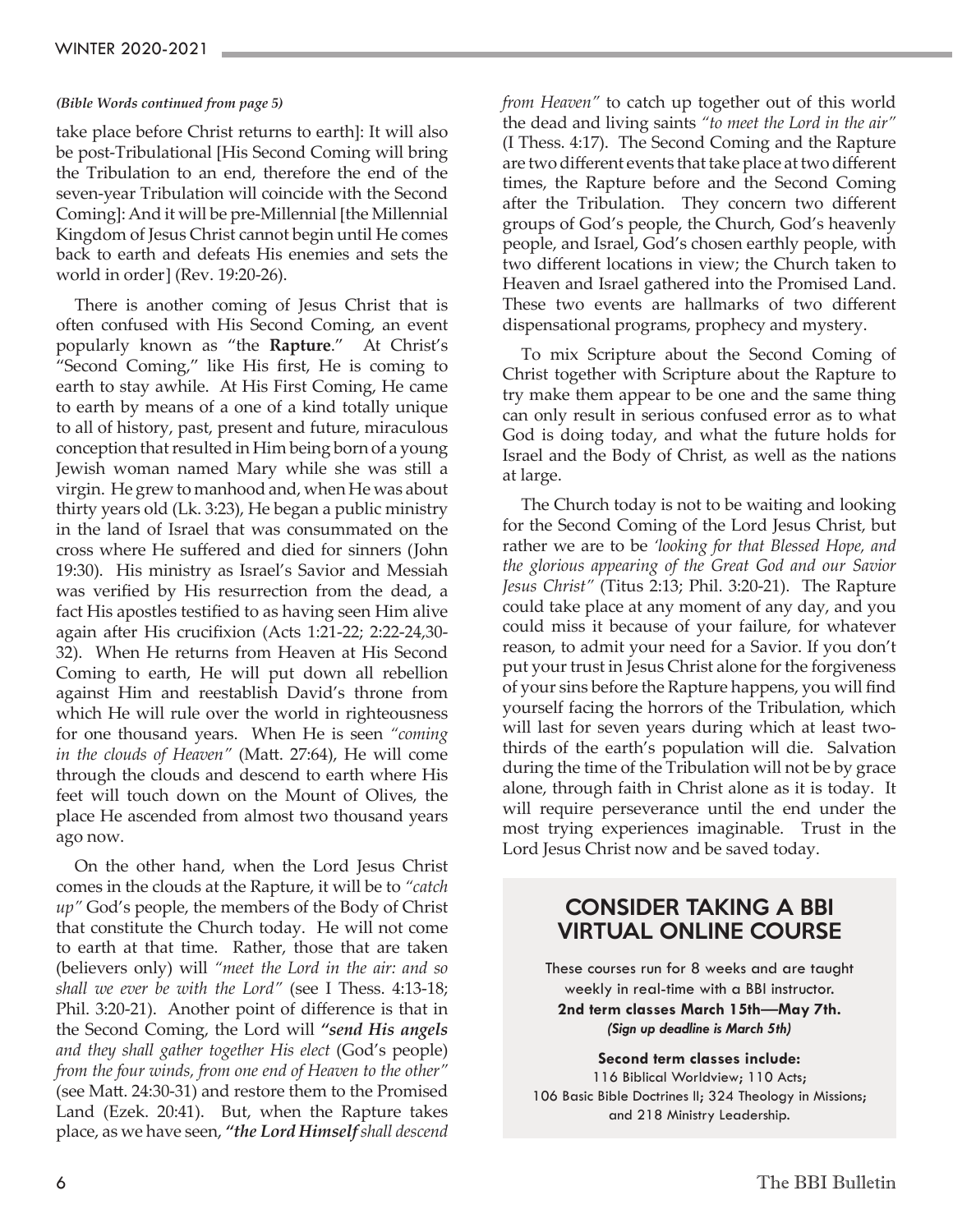*(Bible Words continued from page 5)*

take place before Christ returns to earth]: It will also be post-Tribulational [His Second Coming will bring the Tribulation to an end, therefore the end of the seven-year Tribulation will coincide with the Second Coming]: And it will be pre-Millennial [the Millennial Kingdom of Jesus Christ cannot begin until He comes back to earth and defeats His enemies and sets the world in order] (Rev. 19:20-26).

There is another coming of Jesus Christ that is often confused with His Second Coming, an event popularly known as "the **Rapture**." At Christ's "Second Coming," like His first, He is coming to earth to stay awhile. At His First Coming, He came to earth by means of a one of a kind totally unique to all of history, past, present and future, miraculous conception that resulted in Him being born of a young Jewish woman named Mary while she was still a virgin. He grew to manhood and, when He was about thirty years old (Lk. 3:23), He began a public ministry in the land of Israel that was consummated on the cross where He suffered and died for sinners (John 19:30). His ministry as Israel's Savior and Messiah was verified by His resurrection from the dead, a fact His apostles testified to as having seen Him alive again after His crucifixion (Acts 1:21-22; 2:22-24,30-32). When He returns from Heaven at His Second Coming to earth, He will put down all rebellion against Him and reestablish David's throne from which He will rule over the world in righteousness for one thousand years. When He is seen *"coming in the clouds of Heaven"* (Matt. 27:64), He will come through the clouds and descend to earth where His feet will touch down on the Mount of Olives, the place He ascended from almost two thousand years ago now.

On the other hand, when the Lord Jesus Christ comes in the clouds at the Rapture, it will be to *"catch up"* God's people, the members of the Body of Christ that constitute the Church today. He will not come to earth at that time. Rather, those that are taken (believers only) will *"meet the Lord in the air: and so shall we ever be with the Lord"* (see I Thess. 4:13-18; Phil. 3:20-21). Another point of difference is that in the Second Coming, the Lord will ***"send His angels** and they shall gather together His elect* (God's people) *from the four winds, from one end of Heaven to the other"* (see Matt. 24:30-31) and restore them to the Promised Land (Ezek. 20:41). But, when the Rapture takes place, as we have seen, ***"the Lord Himself** shall descend from Heaven"* to catch up together out of this world the dead and living saints *"to meet the Lord in the air"* (I Thess. 4:17). The Second Coming and the Rapture are two different events that take place at two different times, the Rapture before and the Second Coming after the Tribulation. They concern two different groups of God's people, the Church, God's heavenly people, and Israel, God's chosen earthly people, with two different locations in view; the Church taken to Heaven and Israel gathered into the Promised Land. These two events are hallmarks of two different dispensational programs, prophecy and mystery.

To mix Scripture about the Second Coming of Christ together with Scripture about the Rapture to try make them appear to be one and the same thing can only result in serious confused error as to what God is doing today, and what the future holds for Israel and the Body of Christ, as well as the nations at large.

The Church today is not to be waiting and looking for the Second Coming of the Lord Jesus Christ, but rather we are to be *'looking for that Blessed Hope, and the glorious appearing of the Great God and our Savior Jesus Christ"* (Titus 2:13; Phil. 3:20-21). The Rapture could take place at any moment of any day, and you could miss it because of your failure, for whatever reason, to admit your need for a Savior. If you don't put your trust in Jesus Christ alone for the forgiveness of your sins before the Rapture happens, you will find yourself facing the horrors of the Tribulation, which will last for seven years during which at least two-thirds of the earth's population will die. Salvation during the time of the Tribulation will not be by grace alone, through faith in Christ alone as it is today. It will require perseverance until the end under the most trying experiences imaginable. Trust in the Lord Jesus Christ now and be saved today.

## CONSIDER TAKING A BBI VIRTUAL ONLINE COURSE

These courses run for 8 weeks and are taught weekly in real-time with a BBI instructor.
**2nd term classes March 15th—May 7th.**
***(Sign up deadline is March 5th)***

**Second term classes include:**
116 Biblical Worldview; 110 Acts;
106 Basic Bible Doctrines II; 324 Theology in Missions;
and 218 Ministry Leadership.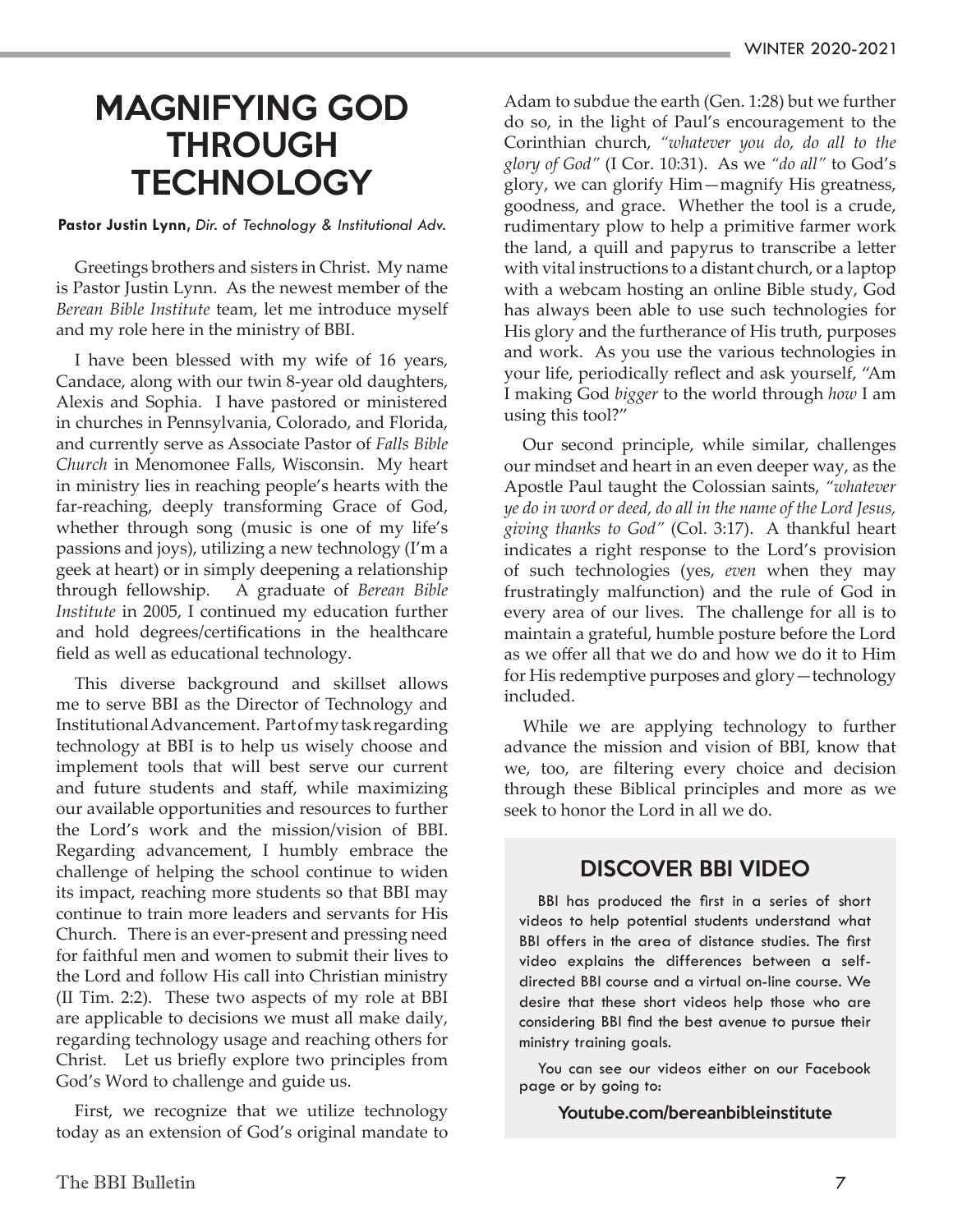# MAGNIFYING GOD THROUGH TECHNOLOGY

**Pastor Justin Lynn,** *Dir. of Technology & Institutional Adv.*

Greetings brothers and sisters in Christ. My name is Pastor Justin Lynn. As the newest member of the *Berean Bible Institute* team, let me introduce myself and my role here in the ministry of BBI.

I have been blessed with my wife of 16 years, Candace, along with our twin 8-year old daughters, Alexis and Sophia. I have pastored or ministered in churches in Pennsylvania, Colorado, and Florida, and currently serve as Associate Pastor of *Falls Bible Church* in Menomonee Falls, Wisconsin. My heart in ministry lies in reaching people's hearts with the far-reaching, deeply transforming Grace of God, whether through song (music is one of my life's passions and joys), utilizing a new technology (I'm a geek at heart) or in simply deepening a relationship through fellowship. A graduate of *Berean Bible Institute* in 2005, I continued my education further and hold degrees/certifications in the healthcare field as well as educational technology.

This diverse background and skillset allows me to serve BBI as the Director of Technology and Institutional Advancement. Part of my task regarding technology at BBI is to help us wisely choose and implement tools that will best serve our current and future students and staff, while maximizing our available opportunities and resources to further the Lord's work and the mission/vision of BBI. Regarding advancement, I humbly embrace the challenge of helping the school continue to widen its impact, reaching more students so that BBI may continue to train more leaders and servants for His Church. There is an ever-present and pressing need for faithful men and women to submit their lives to the Lord and follow His call into Christian ministry (II Tim. 2:2). These two aspects of my role at BBI are applicable to decisions we must all make daily, regarding technology usage and reaching others for Christ. Let us briefly explore two principles from God's Word to challenge and guide us.

First, we recognize that we utilize technology today as an extension of God's original mandate to Adam to subdue the earth (Gen. 1:28) but we further do so, in the light of Paul's encouragement to the Corinthian church, *"whatever you do, do all to the glory of God"* (I Cor. 10:31). As we *"do all"* to God's glory, we can glorify Him—magnify His greatness, goodness, and grace. Whether the tool is a crude, rudimentary plow to help a primitive farmer work the land, a quill and papyrus to transcribe a letter with vital instructions to a distant church, or a laptop with a webcam hosting an online Bible study, God has always been able to use such technologies for His glory and the furtherance of His truth, purposes and work. As you use the various technologies in your life, periodically reflect and ask yourself, "Am I making God *bigger* to the world through *how* I am using this tool?"

Our second principle, while similar, challenges our mindset and heart in an even deeper way, as the Apostle Paul taught the Colossian saints, *"whatever ye do in word or deed, do all in the name of the Lord Jesus, giving thanks to God"* (Col. 3:17). A thankful heart indicates a right response to the Lord's provision of such technologies (yes, *even* when they may frustratingly malfunction) and the rule of God in every area of our lives. The challenge for all is to maintain a grateful, humble posture before the Lord as we offer all that we do and how we do it to Him for His redemptive purposes and glory—technology included.

While we are applying technology to further advance the mission and vision of BBI, know that we, too, are filtering every choice and decision through these Biblical principles and more as we seek to honor the Lord in all we do.

## DISCOVER BBI VIDEO

BBI has produced the first in a series of short videos to help potential students understand what BBI offers in the area of distance studies. The first video explains the differences between a self-directed BBI course and a virtual on-line course. We desire that these short videos help those who are considering BBI find the best avenue to pursue their ministry training goals.

You can see our videos either on our Facebook page or by going to:

**Youtube.com/bereanbibleinstitute**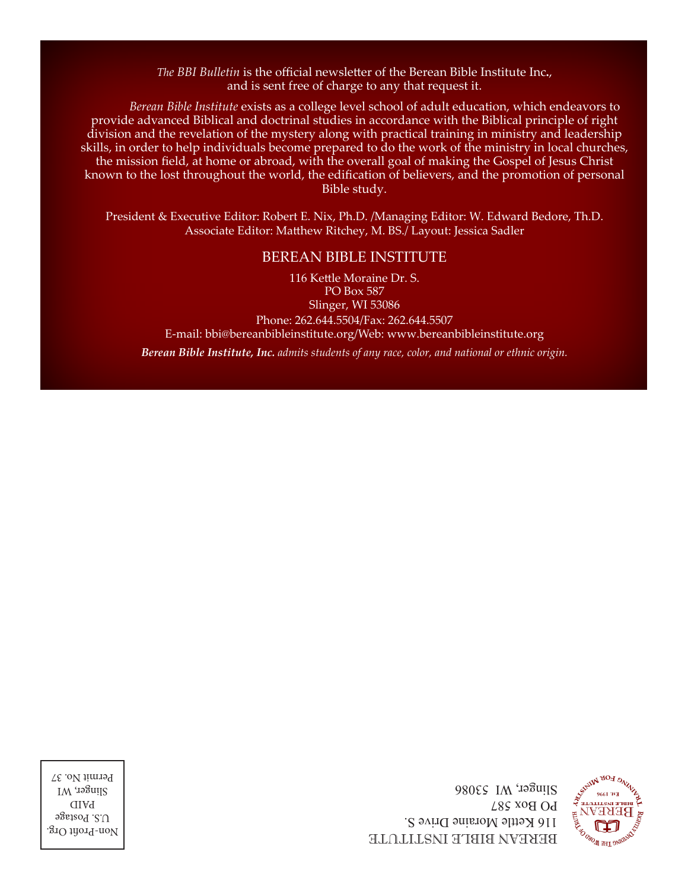*The BBI Bulletin* is the official newsletter of the Berean Bible Institute Inc., and is sent free of charge to any that request it.

*Berean Bible Institute* exists as a college level school of adult education, which endeavors to provide advanced Biblical and doctrinal studies in accordance with the Biblical principle of right division and the revelation of the mystery along with practical training in ministry and leadership skills, in order to help individuals become prepared to do the work of the ministry in local churches, the mission field, at home or abroad, with the overall goal of making the Gospel of Jesus Christ known to the lost throughout the world, the edification of believers, and the promotion of personal Bible study.

President & Executive Editor: Robert E. Nix, Ph.D. /Managing Editor: W. Edward Bedore, Th.D.
Associate Editor: Matthew Ritchey, M. BS./ Layout: Jessica Sadler

BEREAN BIBLE INSTITUTE

116 Kettle Moraine Dr. S.
PO Box 587
Slinger, WI 53086
Phone: 262.644.5504/Fax: 262.644.5507
E-mail: bbi@bereanbibleinstitute.org/Web: www.bereanbibleinstitute.org

***Berean Bible Institute, Inc.*** *admits students of any race, color, and national or ethnic origin.*

BEREAN BIBLE INSTITUTE
116 Kettle Moraine Drive S.
PO Box 587
Slinger, WI 53086

Berean Bible Institute
Training for Ministry
Rightly Dividing the Word of Truth
Est. 1996

Non-Profit Org.
U.S. Postage
PAID
Slinger, WI
Permit No. 37